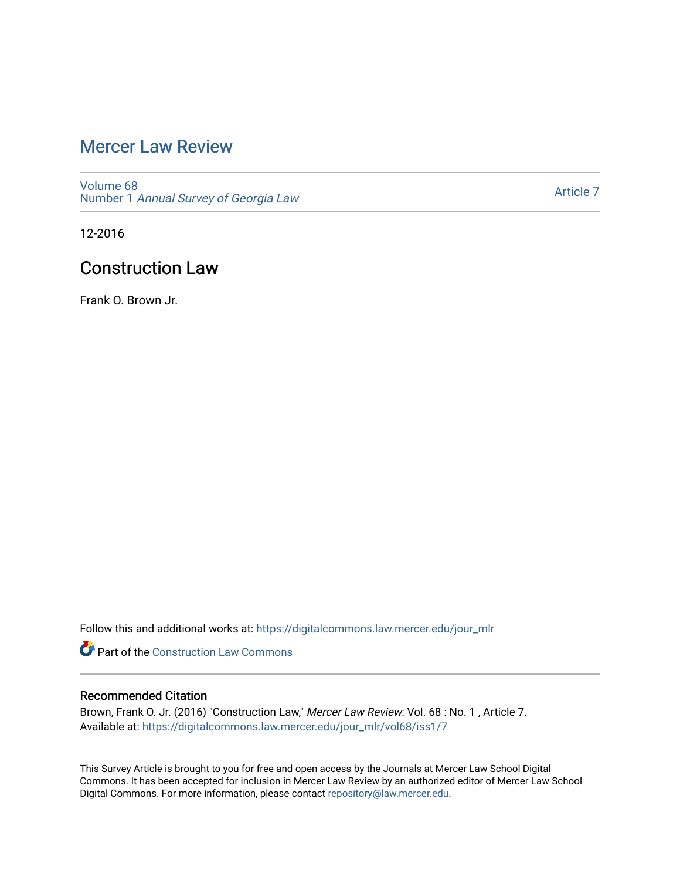# Mercer Law Review

Volume 68
Number 1 *Annual Survey of Georgia Law*

Article 7

12-2016

## Construction Law

Frank O. Brown Jr.

Follow this and additional works at: https://digitalcommons.law.mercer.edu/jour_mlr

Part of the Construction Law Commons

### Recommended Citation

Brown, Frank O. Jr. (2016) "Construction Law," *Mercer Law Review*: Vol. 68 : No. 1 , Article 7.
Available at: https://digitalcommons.law.mercer.edu/jour_mlr/vol68/iss1/7

This Survey Article is brought to you for free and open access by the Journals at Mercer Law School Digital Commons. It has been accepted for inclusion in Mercer Law Review by an authorized editor of Mercer Law School Digital Commons. For more information, please contact repository@law.mercer.edu.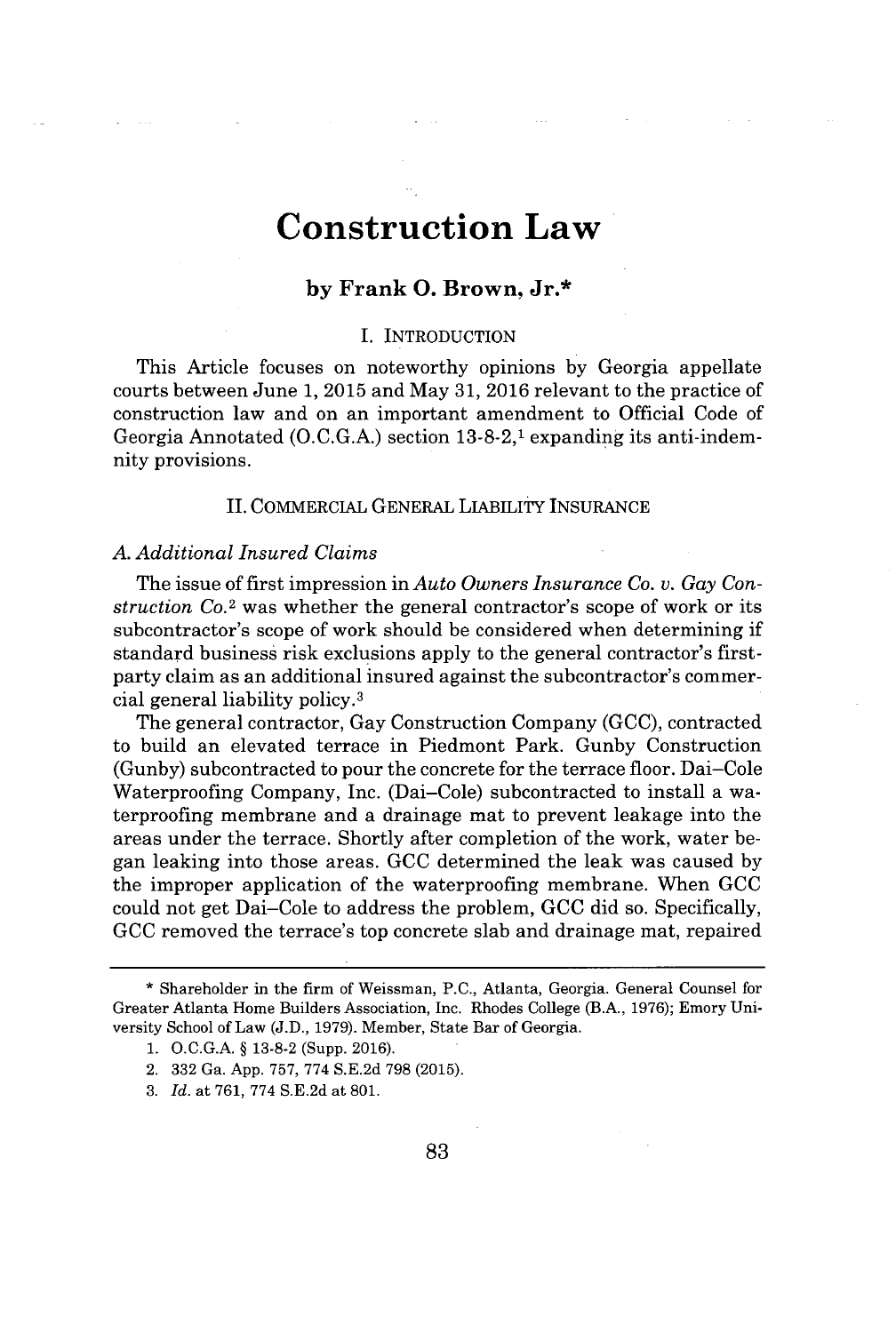# Construction Law

**by Frank O. Brown, Jr.***

## I. INTRODUCTION

This Article focuses on noteworthy opinions by Georgia appellate courts between June 1, 2015 and May 31, 2016 relevant to the practice of construction law and on an important amendment to Official Code of Georgia Annotated (O.C.G.A.) section 13-8-2,[1] expanding its anti-indemnity provisions.

## II. COMMERCIAL GENERAL LIABILITY INSURANCE

### A. Additional Insured Claims

The issue of first impression in *Auto Owners Insurance Co. v. Gay Construction Co.*[2] was whether the general contractor's scope of work or its subcontractor's scope of work should be considered when determining if standard business risk exclusions apply to the general contractor's first-party claim as an additional insured against the subcontractor's commercial general liability policy.[3]

The general contractor, Gay Construction Company (GCC), contracted to build an elevated terrace in Piedmont Park. Gunby Construction (Gunby) subcontracted to pour the concrete for the terrace floor. Dai–Cole Waterproofing Company, Inc. (Dai–Cole) subcontracted to install a waterproofing membrane and a drainage mat to prevent leakage into the areas under the terrace. Shortly after completion of the work, water began leaking into those areas. GCC determined the leak was caused by the improper application of the waterproofing membrane. When GCC could not get Dai–Cole to address the problem, GCC did so. Specifically, GCC removed the terrace's top concrete slab and drainage mat, repaired

---

\* Shareholder in the firm of Weissman, P.C., Atlanta, Georgia. General Counsel for Greater Atlanta Home Builders Association, Inc. Rhodes College (B.A., 1976); Emory University School of Law (J.D., 1979). Member, State Bar of Georgia.

1. O.C.G.A. § 13-8-2 (Supp. 2016).
2. 332 Ga. App. 757, 774 S.E.2d 798 (2015).
3. *Id.* at 761, 774 S.E.2d at 801.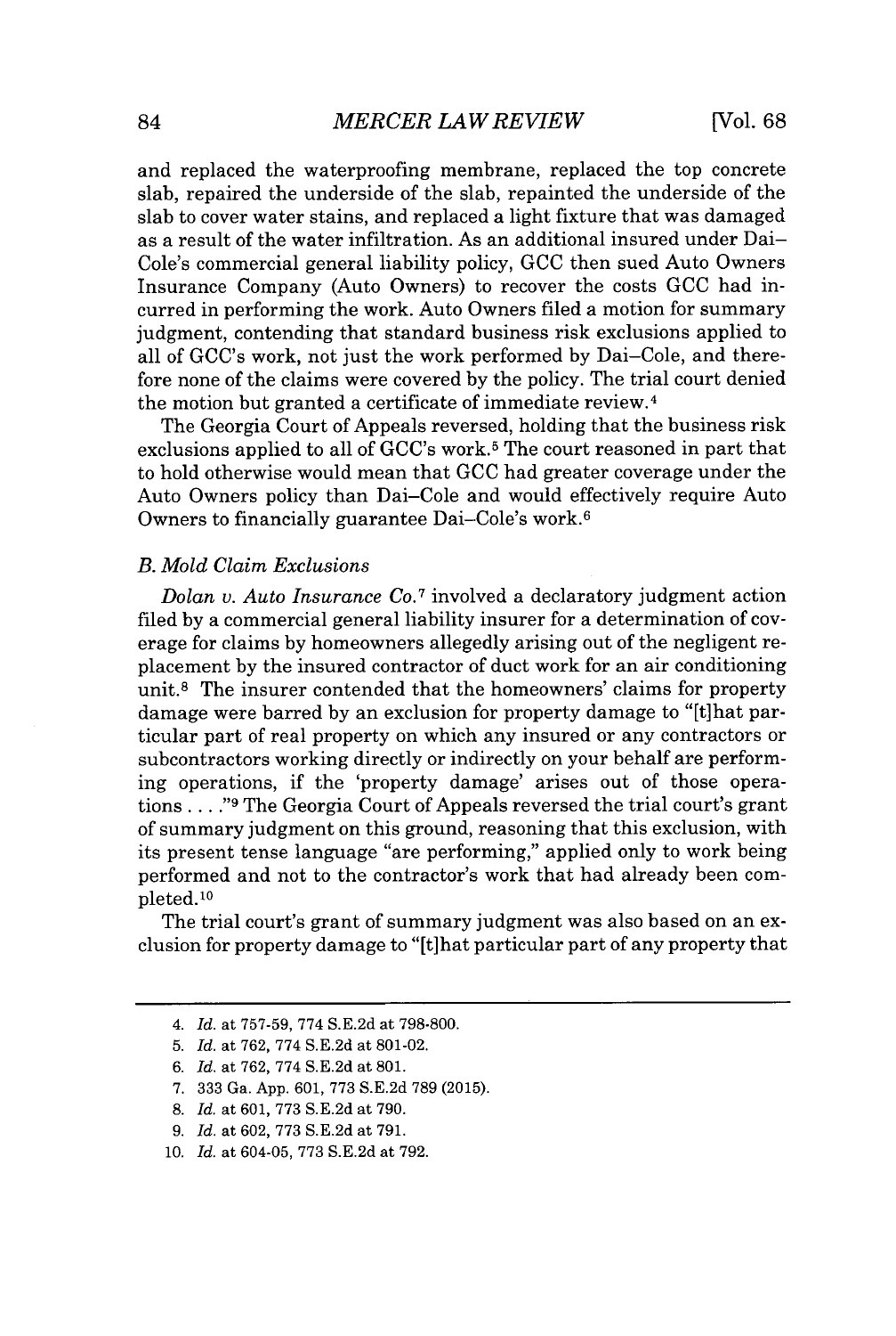and replaced the waterproofing membrane, replaced the top concrete slab, repaired the underside of the slab, repainted the underside of the slab to cover water stains, and replaced a light fixture that was damaged as a result of the water infiltration. As an additional insured under Dai–Cole's commercial general liability policy, GCC then sued Auto Owners Insurance Company (Auto Owners) to recover the costs GCC had incurred in performing the work. Auto Owners filed a motion for summary judgment, contending that standard business risk exclusions applied to all of GCC's work, not just the work performed by Dai–Cole, and therefore none of the claims were covered by the policy. The trial court denied the motion but granted a certificate of immediate review.[4]

The Georgia Court of Appeals reversed, holding that the business risk exclusions applied to all of GCC's work.[5] The court reasoned in part that to hold otherwise would mean that GCC had greater coverage under the Auto Owners policy than Dai–Cole and would effectively require Auto Owners to financially guarantee Dai–Cole's work.[6]

### *B. Mold Claim Exclusions*

*Dolan v. Auto Insurance Co.*[7] involved a declaratory judgment action filed by a commercial general liability insurer for a determination of coverage for claims by homeowners allegedly arising out of the negligent replacement by the insured contractor of duct work for an air conditioning unit.[8] The insurer contended that the homeowners' claims for property damage were barred by an exclusion for property damage to "[t]hat particular part of real property on which any insured or any contractors or subcontractors working directly or indirectly on your behalf are performing operations, if the 'property damage' arises out of those operations . . . ."[9] The Georgia Court of Appeals reversed the trial court's grant of summary judgment on this ground, reasoning that this exclusion, with its present tense language "are performing," applied only to work being performed and not to the contractor's work that had already been completed.[10]

The trial court's grant of summary judgment was also based on an exclusion for property damage to "[t]hat particular part of any property that

---

4. *Id.* at 757-59, 774 S.E.2d at 798-800.
5. *Id.* at 762, 774 S.E.2d at 801-02.
6. *Id.* at 762, 774 S.E.2d at 801.
7. 333 Ga. App. 601, 773 S.E.2d 789 (2015).
8. *Id.* at 601, 773 S.E.2d at 790.
9. *Id.* at 602, 773 S.E.2d at 791.
10. *Id.* at 604-05, 773 S.E.2d at 792.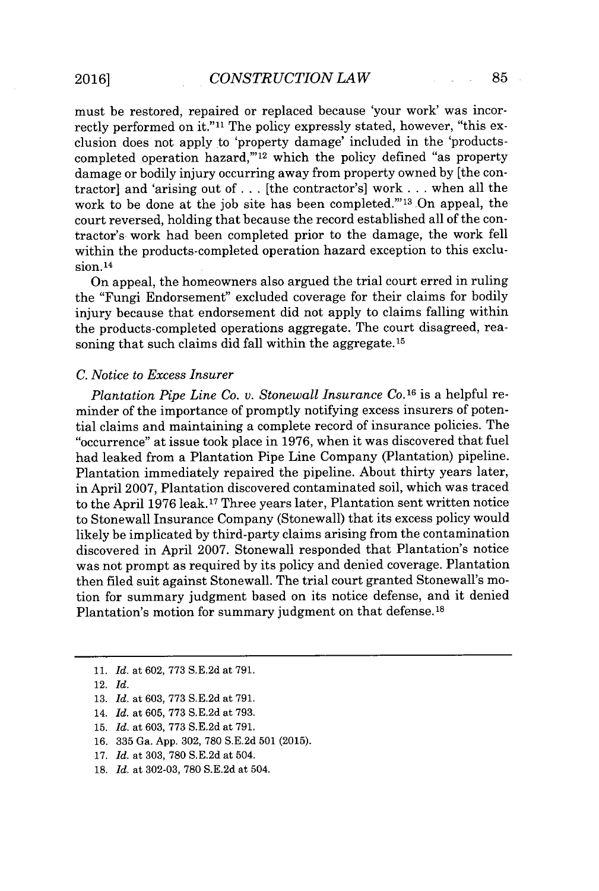must be restored, repaired or replaced because 'your work' was incorrectly performed on it."[11] The policy expressly stated, however, "this exclusion does not apply to 'property damage' included in the 'products-completed operation hazard,'"[12] which the policy defined "as property damage or bodily injury occurring away from property owned by [the contractor] and 'arising out of . . . [the contractor's] work . . . when all the work to be done at the job site has been completed.'"[13] On appeal, the court reversed, holding that because the record established all of the contractor's work had been completed prior to the damage, the work fell within the products-completed operation hazard exception to this exclusion.[14]

On appeal, the homeowners also argued the trial court erred in ruling the "Fungi Endorsement" excluded coverage for their claims for bodily injury because that endorsement did not apply to claims falling within the products-completed operations aggregate. The court disagreed, reasoning that such claims did fall within the aggregate.[15]

### *C. Notice to Excess Insurer*

*Plantation Pipe Line Co. v. Stonewall Insurance Co.*[16] is a helpful reminder of the importance of promptly notifying excess insurers of potential claims and maintaining a complete record of insurance policies. The "occurrence" at issue took place in 1976, when it was discovered that fuel had leaked from a Plantation Pipe Line Company (Plantation) pipeline. Plantation immediately repaired the pipeline. About thirty years later, in April 2007, Plantation discovered contaminated soil, which was traced to the April 1976 leak.[17] Three years later, Plantation sent written notice to Stonewall Insurance Company (Stonewall) that its excess policy would likely be implicated by third-party claims arising from the contamination discovered in April 2007. Stonewall responded that Plantation's notice was not prompt as required by its policy and denied coverage. Plantation then filed suit against Stonewall. The trial court granted Stonewall's motion for summary judgment based on its notice defense, and it denied Plantation's motion for summary judgment on that defense.[18]

---

11. *Id.* at 602, 773 S.E.2d at 791.
12. *Id.*
13. *Id.* at 603, 773 S.E.2d at 791.
14. *Id.* at 605, 773 S.E.2d at 793.
15. *Id.* at 603, 773 S.E.2d at 791.
16. 335 Ga. App. 302, 780 S.E.2d 501 (2015).
17. *Id.* at 303, 780 S.E.2d at 504.
18. *Id.* at 302-03, 780 S.E.2d at 504.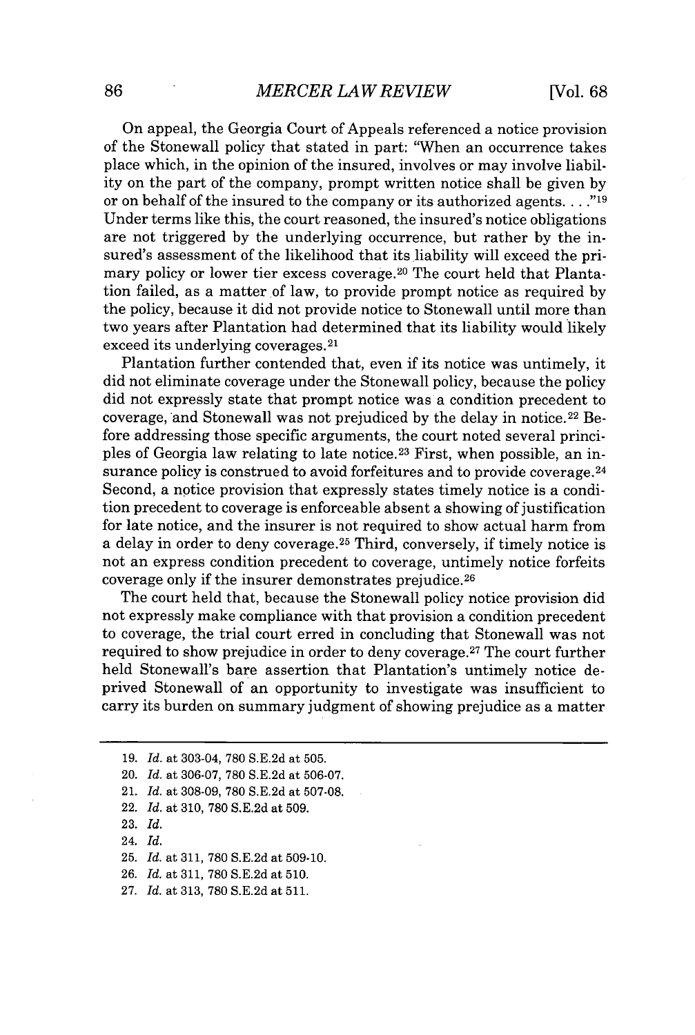On appeal, the Georgia Court of Appeals referenced a notice provision of the Stonewall policy that stated in part: "When an occurrence takes place which, in the opinion of the insured, involves or may involve liability on the part of the company, prompt written notice shall be given by or on behalf of the insured to the company or its authorized agents. . . ."[19] Under terms like this, the court reasoned, the insured's notice obligations are not triggered by the underlying occurrence, but rather by the insured's assessment of the likelihood that its liability will exceed the primary policy or lower tier excess coverage.[20] The court held that Plantation failed, as a matter of law, to provide prompt notice as required by the policy, because it did not provide notice to Stonewall until more than two years after Plantation had determined that its liability would likely exceed its underlying coverages.[21]

Plantation further contended that, even if its notice was untimely, it did not eliminate coverage under the Stonewall policy, because the policy did not expressly state that prompt notice was a condition precedent to coverage, and Stonewall was not prejudiced by the delay in notice.[22] Before addressing those specific arguments, the court noted several principles of Georgia law relating to late notice.[23] First, when possible, an insurance policy is construed to avoid forfeitures and to provide coverage.[24] Second, a notice provision that expressly states timely notice is a condition precedent to coverage is enforceable absent a showing of justification for late notice, and the insurer is not required to show actual harm from a delay in order to deny coverage.[25] Third, conversely, if timely notice is not an express condition precedent to coverage, untimely notice forfeits coverage only if the insurer demonstrates prejudice.[26]

The court held that, because the Stonewall policy notice provision did not expressly make compliance with that provision a condition precedent to coverage, the trial court erred in concluding that Stonewall was not required to show prejudice in order to deny coverage.[27] The court further held Stonewall's bare assertion that Plantation's untimely notice deprived Stonewall of an opportunity to investigate was insufficient to carry its burden on summary judgment of showing prejudice as a matter

19. *Id.* at 303-04, 780 S.E.2d at 505.
20. *Id.* at 306-07, 780 S.E.2d at 506-07.
21. *Id.* at 308-09, 780 S.E.2d at 507-08.
22. *Id.* at 310, 780 S.E.2d at 509.
23. *Id.*
24. *Id.*
25. *Id.* at 311, 780 S.E.2d at 509-10.
26. *Id.* at 311, 780 S.E.2d at 510.
27. *Id.* at 313, 780 S.E.2d at 511.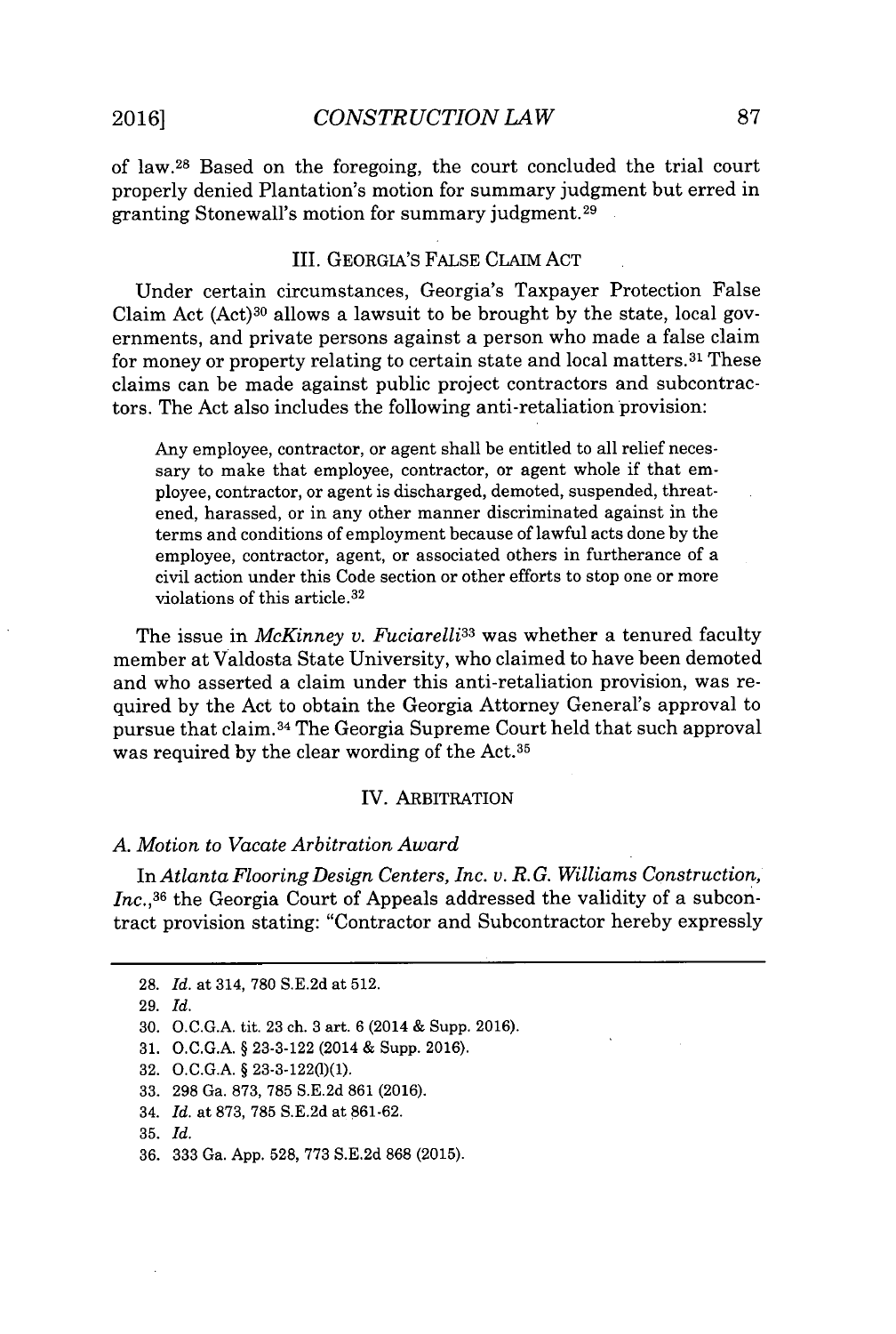of law.[28] Based on the foregoing, the court concluded the trial court properly denied Plantation's motion for summary judgment but erred in granting Stonewall's motion for summary judgment.[29]

## III. GEORGIA'S FALSE CLAIM ACT

Under certain circumstances, Georgia's Taxpayer Protection False Claim Act (Act)[30] allows a lawsuit to be brought by the state, local governments, and private persons against a person who made a false claim for money or property relating to certain state and local matters.[31] These claims can be made against public project contractors and subcontractors. The Act also includes the following anti-retaliation provision:

> Any employee, contractor, or agent shall be entitled to all relief necessary to make that employee, contractor, or agent whole if that employee, contractor, or agent is discharged, demoted, suspended, threatened, harassed, or in any other manner discriminated against in the terms and conditions of employment because of lawful acts done by the employee, contractor, agent, or associated others in furtherance of a civil action under this Code section or other efforts to stop one or more violations of this article.[32]

The issue in *McKinney v. Fuciarelli*[33] was whether a tenured faculty member at Valdosta State University, who claimed to have been demoted and who asserted a claim under this anti-retaliation provision, was required by the Act to obtain the Georgia Attorney General's approval to pursue that claim.[34] The Georgia Supreme Court held that such approval was required by the clear wording of the Act.[35]

## IV. ARBITRATION

### A. Motion to Vacate Arbitration Award

In *Atlanta Flooring Design Centers, Inc. v. R.G. Williams Construction, Inc.*,[36] the Georgia Court of Appeals addressed the validity of a subcontract provision stating: "Contractor and Subcontractor hereby expressly

---

28. *Id.* at 314, 780 S.E.2d at 512.
29. *Id.*
30. O.C.G.A. tit. 23 ch. 3 art. 6 (2014 & Supp. 2016).
31. O.C.G.A. § 23-3-122 (2014 & Supp. 2016).
32. O.C.G.A. § 23-3-122(l)(1).
33. 298 Ga. 873, 785 S.E.2d 861 (2016).
34. *Id.* at 873, 785 S.E.2d at 861-62.
35. *Id.*
36. 333 Ga. App. 528, 773 S.E.2d 868 (2015).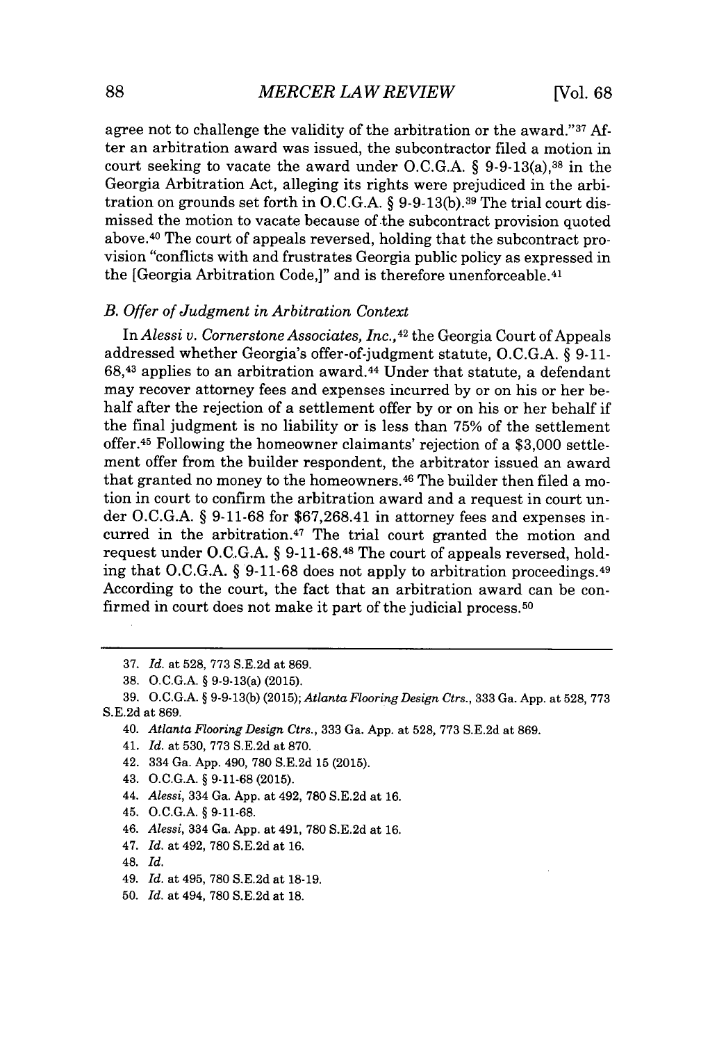agree not to challenge the validity of the arbitration or the award."[37] After an arbitration award was issued, the subcontractor filed a motion in court seeking to vacate the award under O.C.G.A. § 9-9-13(a),[38] in the Georgia Arbitration Act, alleging its rights were prejudiced in the arbitration on grounds set forth in O.C.G.A. § 9-9-13(b).[39] The trial court dismissed the motion to vacate because of the subcontract provision quoted above.[40] The court of appeals reversed, holding that the subcontract provision "conflicts with and frustrates Georgia public policy as expressed in the [Georgia Arbitration Code,]" and is therefore unenforceable.[41]

### *B. Offer of Judgment in Arbitration Context*

In *Alessi v. Cornerstone Associates, Inc.*,[42] the Georgia Court of Appeals addressed whether Georgia's offer-of-judgment statute, O.C.G.A. § 9-11-68,[43] applies to an arbitration award.[44] Under that statute, a defendant may recover attorney fees and expenses incurred by or on his or her behalf after the rejection of a settlement offer by or on his or her behalf if the final judgment is no liability or is less than 75% of the settlement offer.[45] Following the homeowner claimants' rejection of a $3,000 settlement offer from the builder respondent, the arbitrator issued an award that granted no money to the homeowners.[46] The builder then filed a motion in court to confirm the arbitration award and a request in court under O.C.G.A. § 9-11-68 for $67,268.41 in attorney fees and expenses incurred in the arbitration.[47] The trial court granted the motion and request under O.C.G.A. § 9-11-68.[48] The court of appeals reversed, holding that O.C.G.A. § 9-11-68 does not apply to arbitration proceedings.[49] According to the court, the fact that an arbitration award can be confirmed in court does not make it part of the judicial process.[50]

---

37. *Id.* at 528, 773 S.E.2d at 869.

38. O.C.G.A. § 9-9-13(a) (2015).

39. O.C.G.A. § 9-9-13(b) (2015); *Atlanta Flooring Design Ctrs.*, 333 Ga. App. at 528, 773 S.E.2d at 869.

40. *Atlanta Flooring Design Ctrs.*, 333 Ga. App. at 528, 773 S.E.2d at 869.

41. *Id.* at 530, 773 S.E.2d at 870.

42. 334 Ga. App. 490, 780 S.E.2d 15 (2015).

43. O.C.G.A. § 9-11-68 (2015).

44. *Alessi*, 334 Ga. App. at 492, 780 S.E.2d at 16.

45. O.C.G.A. § 9-11-68.

46. *Alessi*, 334 Ga. App. at 491, 780 S.E.2d at 16.

47. *Id.* at 492, 780 S.E.2d at 16.

48. *Id.*

49. *Id.* at 495, 780 S.E.2d at 18-19.

50. *Id.* at 494, 780 S.E.2d at 18.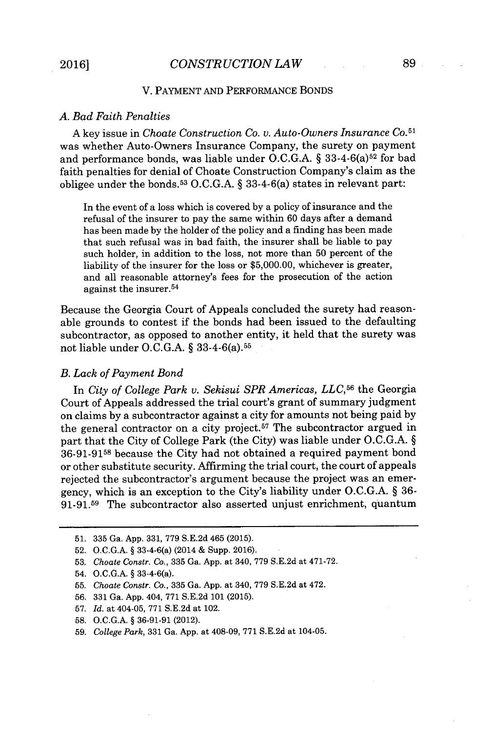## V. PAYMENT AND PERFORMANCE BONDS

### *A. Bad Faith Penalties*

A key issue in *Choate Construction Co. v. Auto-Owners Insurance Co.*[51] was whether Auto-Owners Insurance Company, the surety on payment and performance bonds, was liable under O.C.G.A. § 33-4-6(a)[52] for bad faith penalties for denial of Choate Construction Company's claim as the obligee under the bonds.[53] O.C.G.A. § 33-4-6(a) states in relevant part:

> In the event of a loss which is covered by a policy of insurance and the refusal of the insurer to pay the same within 60 days after a demand has been made by the holder of the policy and a finding has been made that such refusal was in bad faith, the insurer shall be liable to pay such holder, in addition to the loss, not more than 50 percent of the liability of the insurer for the loss or $5,000.00, whichever is greater, and all reasonable attorney's fees for the prosecution of the action against the insurer.[54]

Because the Georgia Court of Appeals concluded the surety had reasonable grounds to contest if the bonds had been issued to the defaulting subcontractor, as opposed to another entity, it held that the surety was not liable under O.C.G.A. § 33-4-6(a).[55]

### *B. Lack of Payment Bond*

In *City of College Park v. Sekisui SPR Americas, LLC*,[56] the Georgia Court of Appeals addressed the trial court's grant of summary judgment on claims by a subcontractor against a city for amounts not being paid by the general contractor on a city project.[57] The subcontractor argued in part that the City of College Park (the City) was liable under O.C.G.A. § 36-91-91[58] because the City had not obtained a required payment bond or other substitute security. Affirming the trial court, the court of appeals rejected the subcontractor's argument because the project was an emergency, which is an exception to the City's liability under O.C.G.A. § 36-91-91.[59] The subcontractor also asserted unjust enrichment, quantum

---

51. 335 Ga. App. 331, 779 S.E.2d 465 (2015).
52. O.C.G.A. § 33-4-6(a) (2014 & Supp. 2016).
53. *Choate Constr. Co.*, 335 Ga. App. at 340, 779 S.E.2d at 471-72.
54. O.C.G.A. § 33-4-6(a).
55. *Choate Constr. Co.*, 335 Ga. App. at 340, 779 S.E.2d at 472.
56. 331 Ga. App. 404, 771 S.E.2d 101 (2015).
57. *Id.* at 404-05, 771 S.E.2d at 102.
58. O.C.G.A. § 36-91-91 (2012).
59. *College Park*, 331 Ga. App. at 408-09, 771 S.E.2d at 104-05.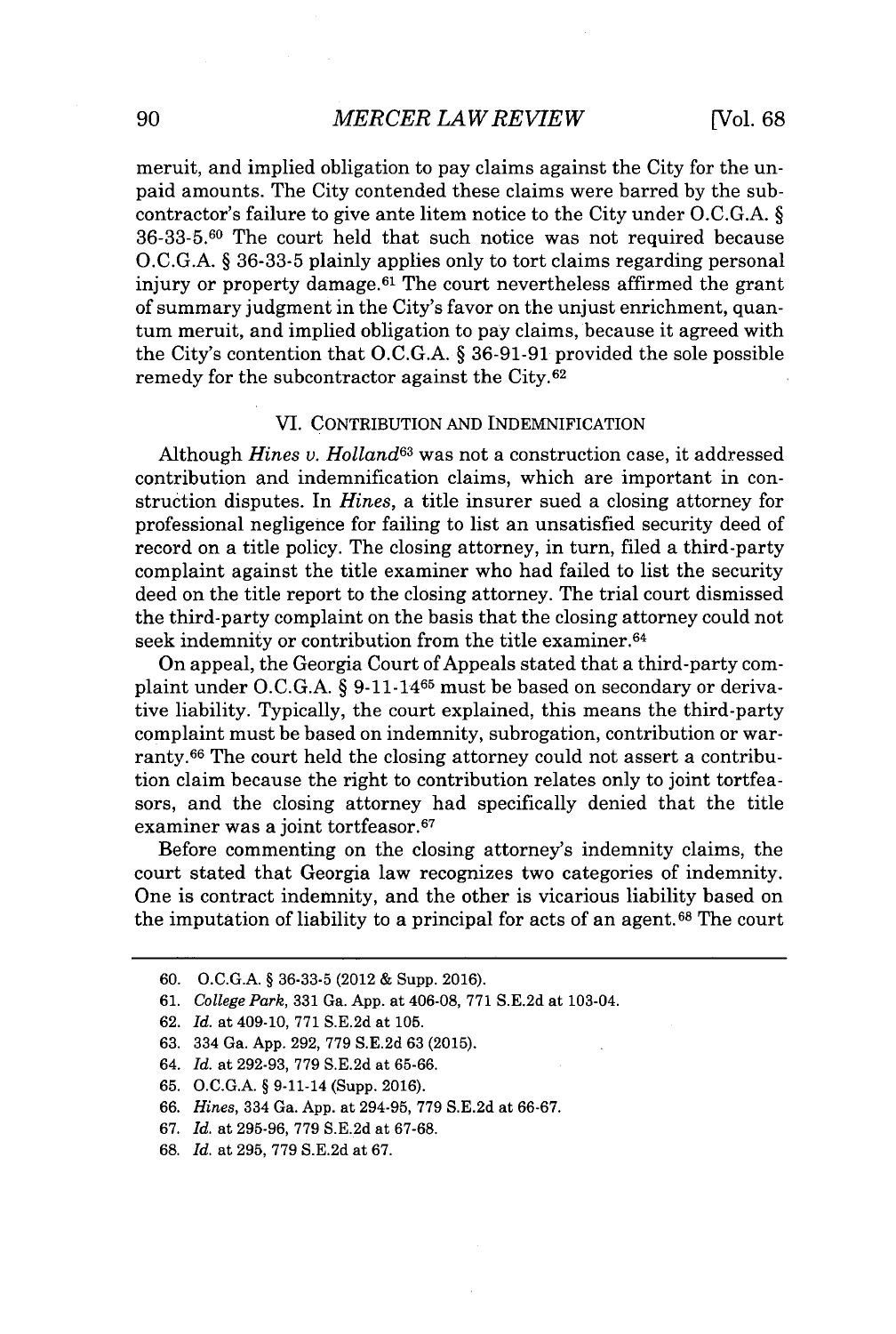meruit, and implied obligation to pay claims against the City for the unpaid amounts. The City contended these claims were barred by the subcontractor's failure to give ante litem notice to the City under O.C.G.A. § 36-33-5.[60] The court held that such notice was not required because O.C.G.A. § 36-33-5 plainly applies only to tort claims regarding personal injury or property damage.[61] The court nevertheless affirmed the grant of summary judgment in the City's favor on the unjust enrichment, quantum meruit, and implied obligation to pay claims, because it agreed with the City's contention that O.C.G.A. § 36-91-91 provided the sole possible remedy for the subcontractor against the City.[62]

## VI. CONTRIBUTION AND INDEMNIFICATION

Although *Hines v. Holland*[63] was not a construction case, it addressed contribution and indemnification claims, which are important in construction disputes. In *Hines*, a title insurer sued a closing attorney for professional negligence for failing to list an unsatisfied security deed of record on a title policy. The closing attorney, in turn, filed a third-party complaint against the title examiner who had failed to list the security deed on the title report to the closing attorney. The trial court dismissed the third-party complaint on the basis that the closing attorney could not seek indemnity or contribution from the title examiner.[64]

On appeal, the Georgia Court of Appeals stated that a third-party complaint under O.C.G.A. § 9-11-14[65] must be based on secondary or derivative liability. Typically, the court explained, this means the third-party complaint must be based on indemnity, subrogation, contribution or warranty.[66] The court held the closing attorney could not assert a contribution claim because the right to contribution relates only to joint tortfeasors, and the closing attorney had specifically denied that the title examiner was a joint tortfeasor.[67]

Before commenting on the closing attorney's indemnity claims, the court stated that Georgia law recognizes two categories of indemnity. One is contract indemnity, and the other is vicarious liability based on the imputation of liability to a principal for acts of an agent.[68] The court

---

60. O.C.G.A. § 36-33-5 (2012 & Supp. 2016).

61. *College Park*, 331 Ga. App. at 406-08, 771 S.E.2d at 103-04.

62. *Id.* at 409-10, 771 S.E.2d at 105.

63. 334 Ga. App. 292, 779 S.E.2d 63 (2015).

64. *Id.* at 292-93, 779 S.E.2d at 65-66.

65. O.C.G.A. § 9-11-14 (Supp. 2016).

66. *Hines*, 334 Ga. App. at 294-95, 779 S.E.2d at 66-67.

67. *Id.* at 295-96, 779 S.E.2d at 67-68.

68. *Id.* at 295, 779 S.E.2d at 67.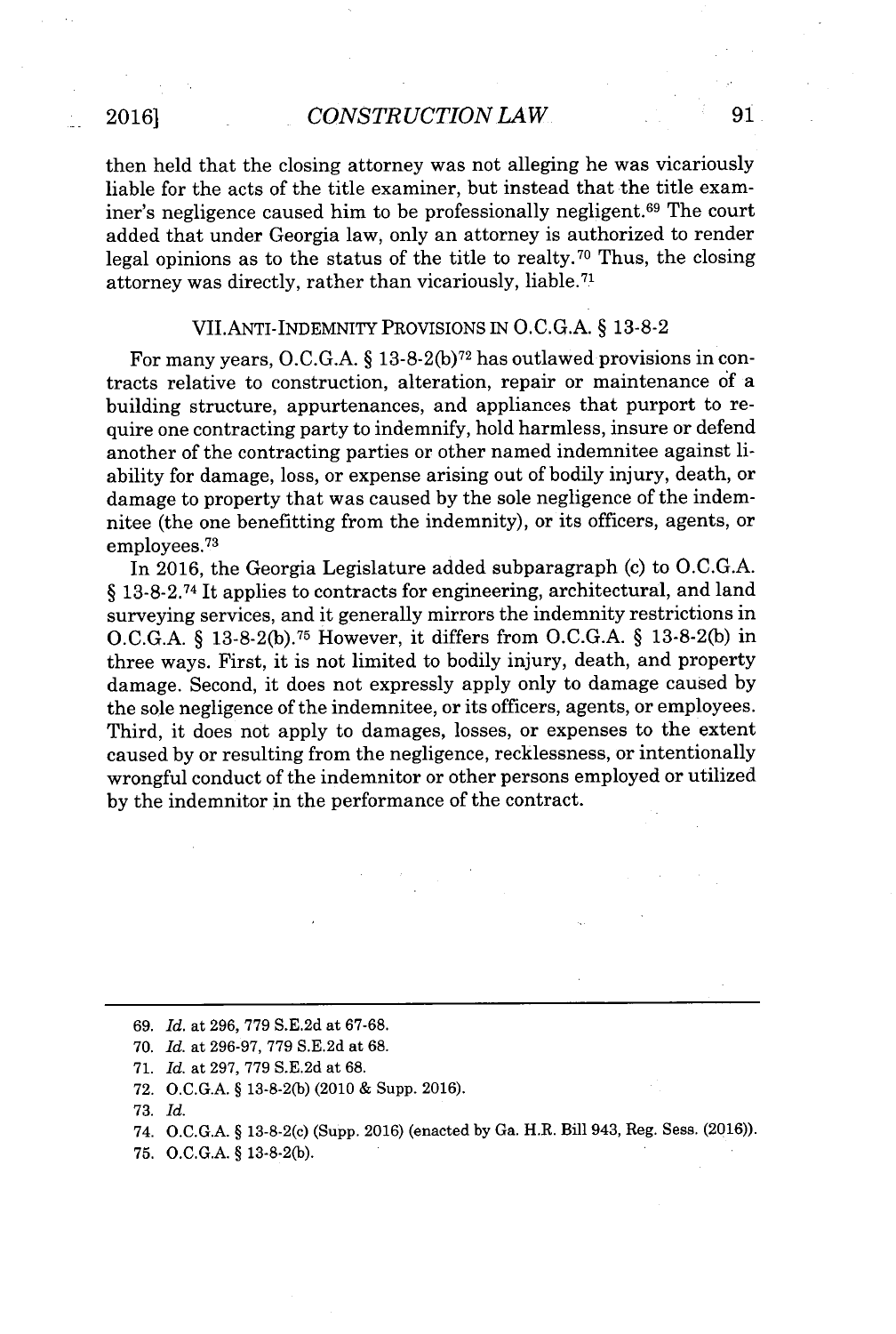then held that the closing attorney was not alleging he was vicariously liable for the acts of the title examiner, but instead that the title examiner's negligence caused him to be professionally negligent.[69] The court added that under Georgia law, only an attorney is authorized to render legal opinions as to the status of the title to realty.[70] Thus, the closing attorney was directly, rather than vicariously, liable.[71]

## VII. ANTI-INDEMNITY PROVISIONS IN O.C.G.A. § 13-8-2

For many years, O.C.G.A. § 13-8-2(b)[72] has outlawed provisions in contracts relative to construction, alteration, repair or maintenance of a building structure, appurtenances, and appliances that purport to require one contracting party to indemnify, hold harmless, insure or defend another of the contracting parties or other named indemnitee against liability for damage, loss, or expense arising out of bodily injury, death, or damage to property that was caused by the sole negligence of the indemnitee (the one benefitting from the indemnity), or its officers, agents, or employees.[73]

In 2016, the Georgia Legislature added subparagraph (c) to O.C.G.A. § 13-8-2.[74] It applies to contracts for engineering, architectural, and land surveying services, and it generally mirrors the indemnity restrictions in O.C.G.A. § 13-8-2(b).[75] However, it differs from O.C.G.A. § 13-8-2(b) in three ways. First, it is not limited to bodily injury, death, and property damage. Second, it does not expressly apply only to damage caused by the sole negligence of the indemnitee, or its officers, agents, or employees. Third, it does not apply to damages, losses, or expenses to the extent caused by or resulting from the negligence, recklessness, or intentionally wrongful conduct of the indemnitor or other persons employed or utilized by the indemnitor in the performance of the contract.

---

69. *Id.* at 296, 779 S.E.2d at 67-68.

70. *Id.* at 296-97, 779 S.E.2d at 68.

71. *Id.* at 297, 779 S.E.2d at 68.

72. O.C.G.A. § 13-8-2(b) (2010 & Supp. 2016).

73. *Id.*

74. O.C.G.A. § 13-8-2(c) (Supp. 2016) (enacted by Ga. H.R. Bill 943, Reg. Sess. (2016)).

75. O.C.G.A. § 13-8-2(b).